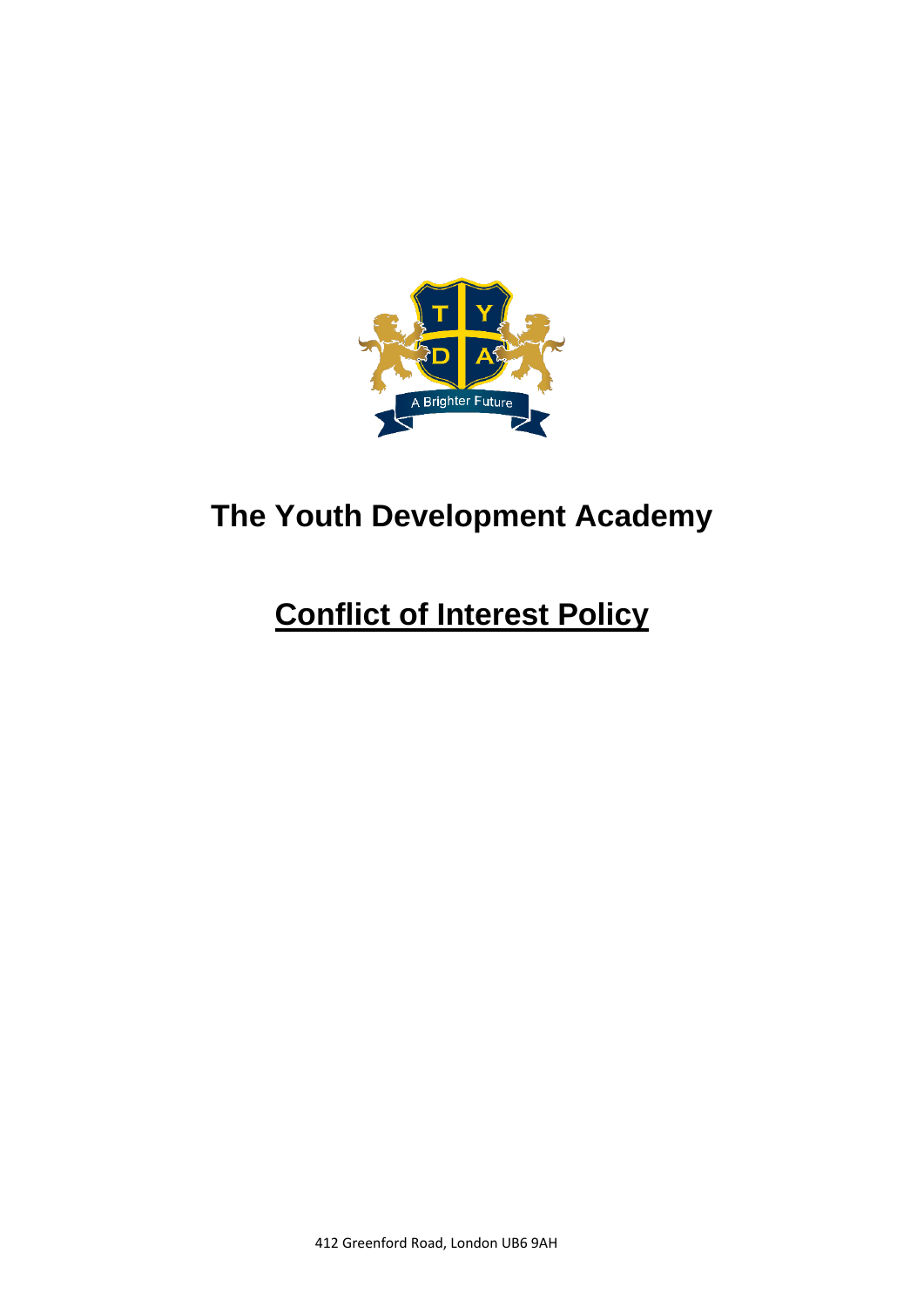# The Youth Development Academy

## Conflict of Interest Policy

412 Greenford Road, London UB6 9AH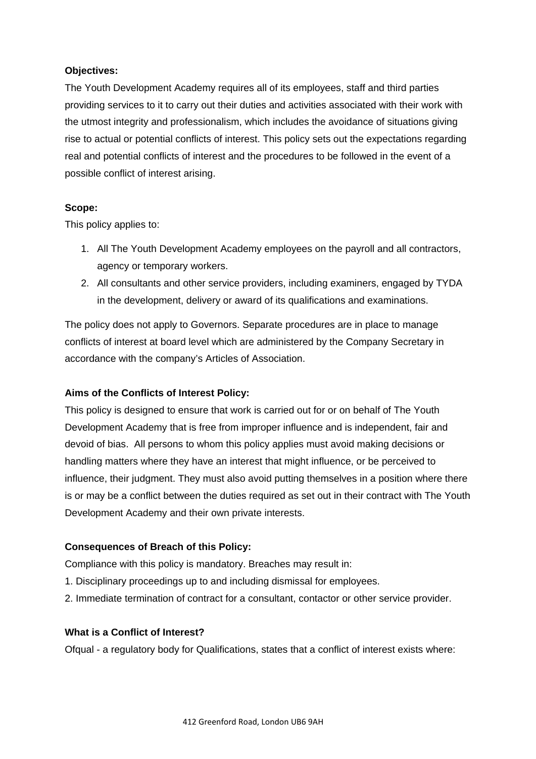**Objectives:**

The Youth Development Academy requires all of its employees, staff and third parties providing services to it to carry out their duties and activities associated with their work with the utmost integrity and professionalism, which includes the avoidance of situations giving rise to actual or potential conflicts of interest. This policy sets out the expectations regarding real and potential conflicts of interest and the procedures to be followed in the event of a possible conflict of interest arising.

**Scope:**

This policy applies to:

1. All The Youth Development Academy employees on the payroll and all contractors, agency or temporary workers.
2. All consultants and other service providers, including examiners, engaged by TYDA in the development, delivery or award of its qualifications and examinations.

The policy does not apply to Governors. Separate procedures are in place to manage conflicts of interest at board level which are administered by the Company Secretary in accordance with the company's Articles of Association.

**Aims of the Conflicts of Interest Policy:**

This policy is designed to ensure that work is carried out for or on behalf of The Youth Development Academy that is free from improper influence and is independent, fair and devoid of bias. All persons to whom this policy applies must avoid making decisions or handling matters where they have an interest that might influence, or be perceived to influence, their judgment. They must also avoid putting themselves in a position where there is or may be a conflict between the duties required as set out in their contract with The Youth Development Academy and their own private interests.

**Consequences of Breach of this Policy:**

Compliance with this policy is mandatory. Breaches may result in:

1. Disciplinary proceedings up to and including dismissal for employees.
2. Immediate termination of contract for a consultant, contactor or other service provider.

**What is a Conflict of Interest?**

Ofqual - a regulatory body for Qualifications, states that a conflict of interest exists where: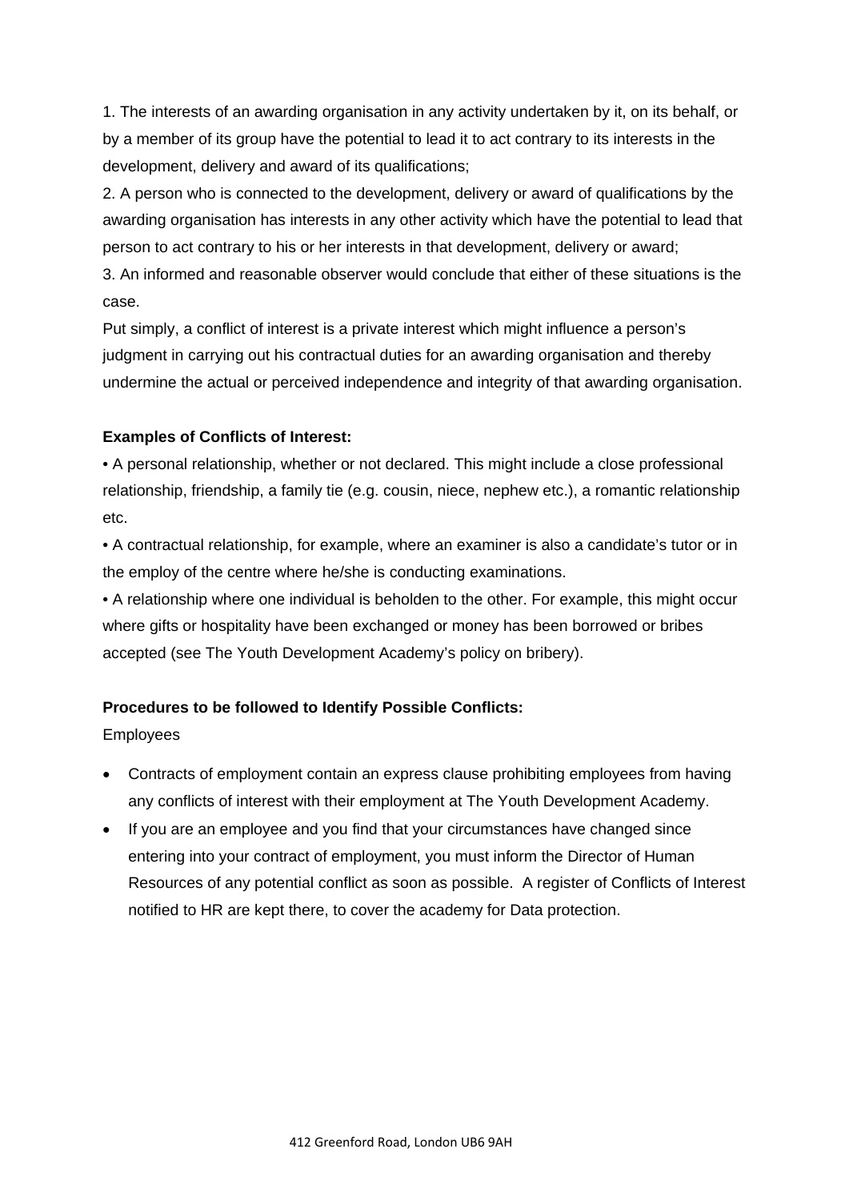1. The interests of an awarding organisation in any activity undertaken by it, on its behalf, or by a member of its group have the potential to lead it to act contrary to its interests in the development, delivery and award of its qualifications;

2. A person who is connected to the development, delivery or award of qualifications by the awarding organisation has interests in any other activity which have the potential to lead that person to act contrary to his or her interests in that development, delivery or award;

3. An informed and reasonable observer would conclude that either of these situations is the case.

Put simply, a conflict of interest is a private interest which might influence a person's judgment in carrying out his contractual duties for an awarding organisation and thereby undermine the actual or perceived independence and integrity of that awarding organisation.

**Examples of Conflicts of Interest:**

• A personal relationship, whether or not declared. This might include a close professional relationship, friendship, a family tie (e.g. cousin, niece, nephew etc.), a romantic relationship etc.

• A contractual relationship, for example, where an examiner is also a candidate's tutor or in the employ of the centre where he/she is conducting examinations.

• A relationship where one individual is beholden to the other. For example, this might occur where gifts or hospitality have been exchanged or money has been borrowed or bribes accepted (see The Youth Development Academy's policy on bribery).

**Procedures to be followed to Identify Possible Conflicts:**

Employees

- Contracts of employment contain an express clause prohibiting employees from having any conflicts of interest with their employment at The Youth Development Academy.
- If you are an employee and you find that your circumstances have changed since entering into your contract of employment, you must inform the Director of Human Resources of any potential conflict as soon as possible.  A register of Conflicts of Interest notified to HR are kept there, to cover the academy for Data protection.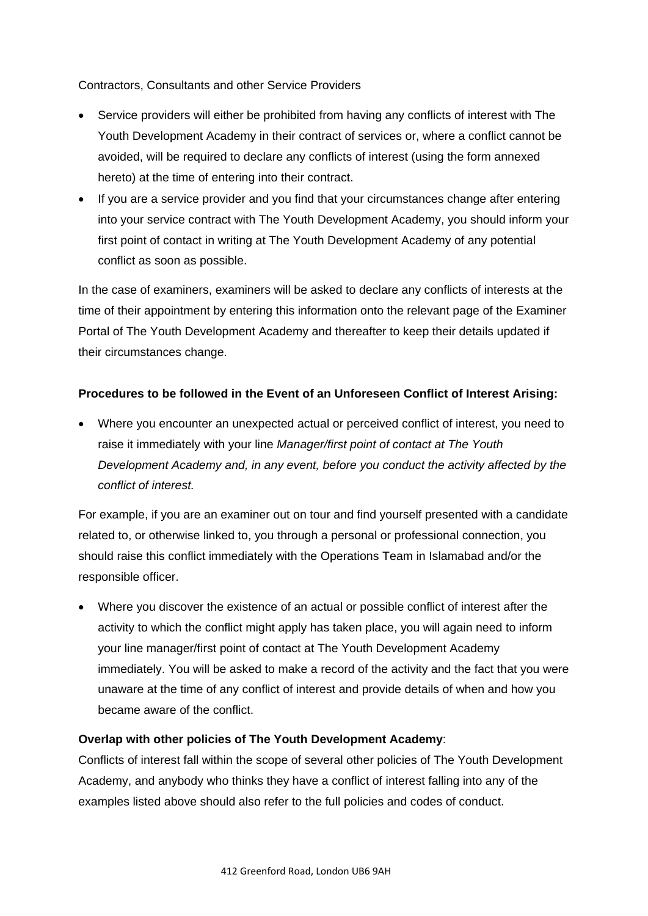Contractors, Consultants and other Service Providers

- Service providers will either be prohibited from having any conflicts of interest with The Youth Development Academy in their contract of services or, where a conflict cannot be avoided, will be required to declare any conflicts of interest (using the form annexed hereto) at the time of entering into their contract.
- If you are a service provider and you find that your circumstances change after entering into your service contract with The Youth Development Academy, you should inform your first point of contact in writing at The Youth Development Academy of any potential conflict as soon as possible.

In the case of examiners, examiners will be asked to declare any conflicts of interests at the time of their appointment by entering this information onto the relevant page of the Examiner Portal of The Youth Development Academy and thereafter to keep their details updated if their circumstances change.

**Procedures to be followed in the Event of an Unforeseen Conflict of Interest Arising:**

- Where you encounter an unexpected actual or perceived conflict of interest, you need to raise it immediately with your line *Manager/first point of contact at The Youth Development Academy and, in any event, before you conduct the activity affected by the conflict of interest.*

For example, if you are an examiner out on tour and find yourself presented with a candidate related to, or otherwise linked to, you through a personal or professional connection, you should raise this conflict immediately with the Operations Team in Islamabad and/or the responsible officer.

- Where you discover the existence of an actual or possible conflict of interest after the activity to which the conflict might apply has taken place, you will again need to inform your line manager/first point of contact at The Youth Development Academy immediately. You will be asked to make a record of the activity and the fact that you were unaware at the time of any conflict of interest and provide details of when and how you became aware of the conflict.

**Overlap with other policies of The Youth Development Academy**:
Conflicts of interest fall within the scope of several other policies of The Youth Development Academy, and anybody who thinks they have a conflict of interest falling into any of the examples listed above should also refer to the full policies and codes of conduct.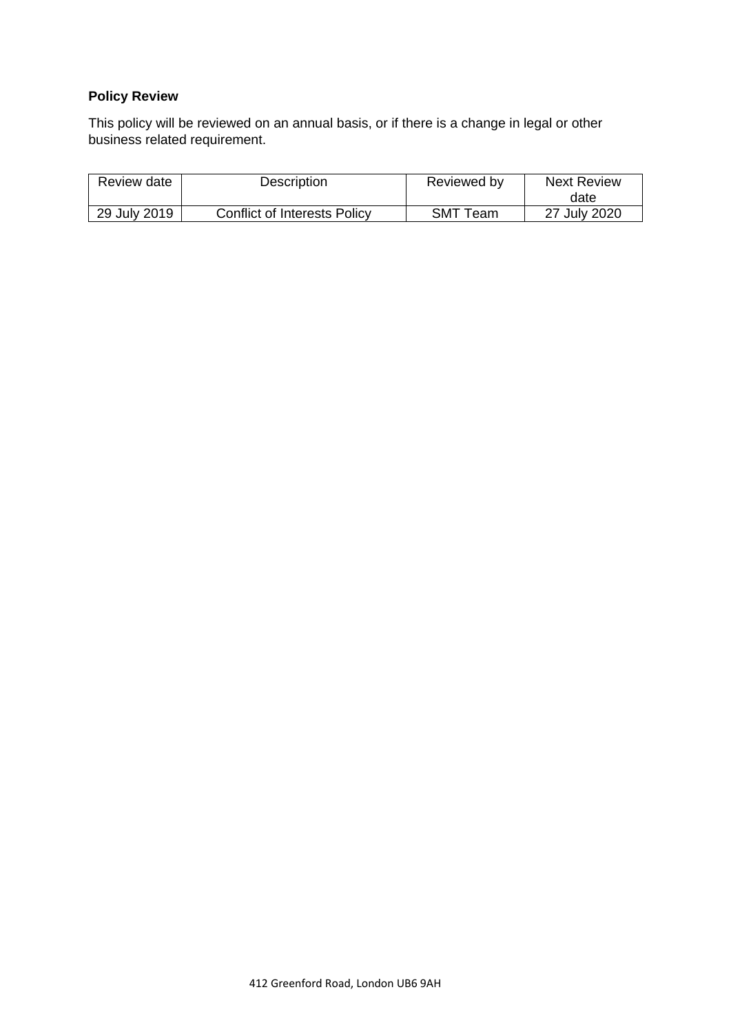**Policy Review**

This policy will be reviewed on an annual basis, or if there is a change in legal or other business related requirement.

| Review date | Description | Reviewed by | Next Review date |
|---|---|---|---|
| 29 July 2019 | Conflict of Interests Policy | SMT Team | 27 July 2020 |